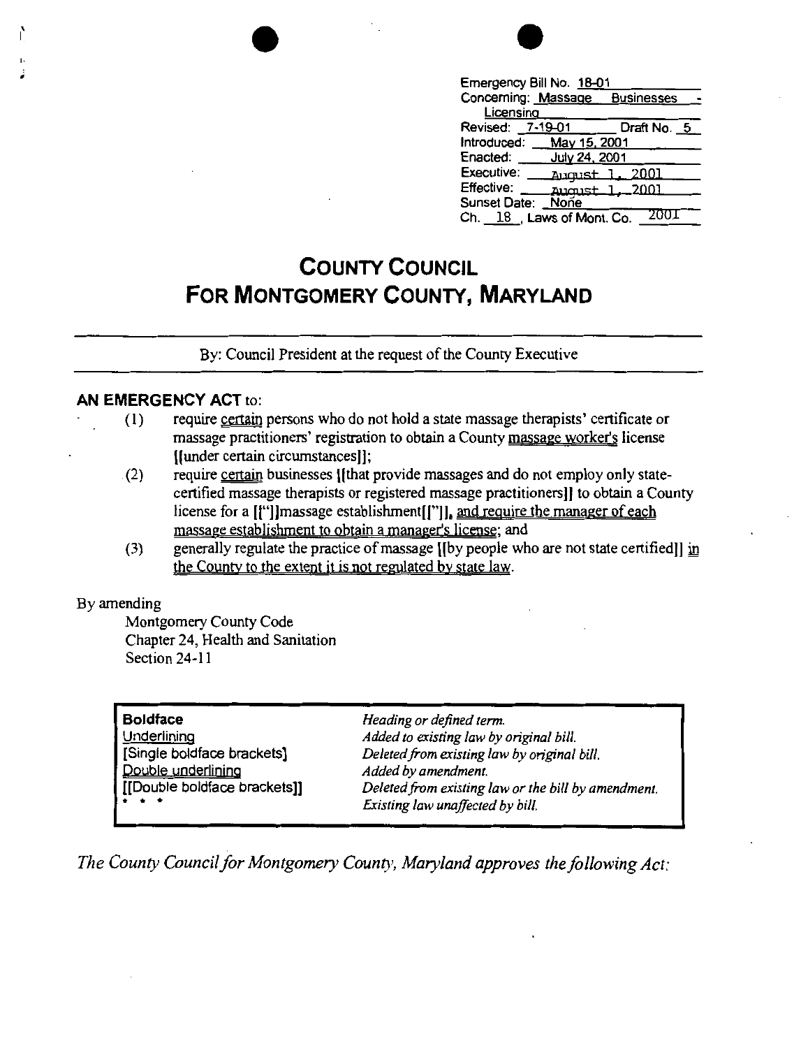| | |
|---|---|
| Emergency Bill No. | 18-01 |
| Concerning: | Massage Businesses - Licensing |
| Revised: 7-19-01 | Draft No. 5 |
| Introduced: | May 15, 2001 |
| Enacted: | July 24, 2001 |
| Executive: | August 1, 2001 |
| Effective: | August 1, 2001 |
| Sunset Date: | None |
| Ch. 18, Laws of Mont. Co. | 2001 |

# COUNTY COUNCIL FOR MONTGOMERY COUNTY, MARYLAND

By: Council President at the request of the County Executive

**AN EMERGENCY ACT** to:

(1) require certain persons who do not hold a state massage therapists' certificate or massage practitioners' registration to obtain a County massage worker's license [[under certain circumstances]];

(2) require certain businesses [[that provide massages and do not employ only state-certified massage therapists or registered massage practitioners]] to obtain a County license for a [["]]massage establishment[["]], and require the manager of each massage establishment to obtain a manager's license; and

(3) generally regulate the practice of massage [[by people who are not state certified]] in the County to the extent it is not regulated by state law.

By amending

Montgomery County Code
Chapter 24, Health and Sanitation
Section 24-11

| | |
|---|---|
| **Boldface** | *Heading or defined term.* |
| Underlining | *Added to existing law by original bill.* |
| [Single boldface brackets] | *Deleted from existing law by original bill.* |
| Double underlining | *Added by amendment.* |
| [[Double boldface brackets]] | *Deleted from existing law or the bill by amendment.* |
| * * * | *Existing law unaffected by bill.* |

*The County Council for Montgomery County, Maryland approves the following Act:*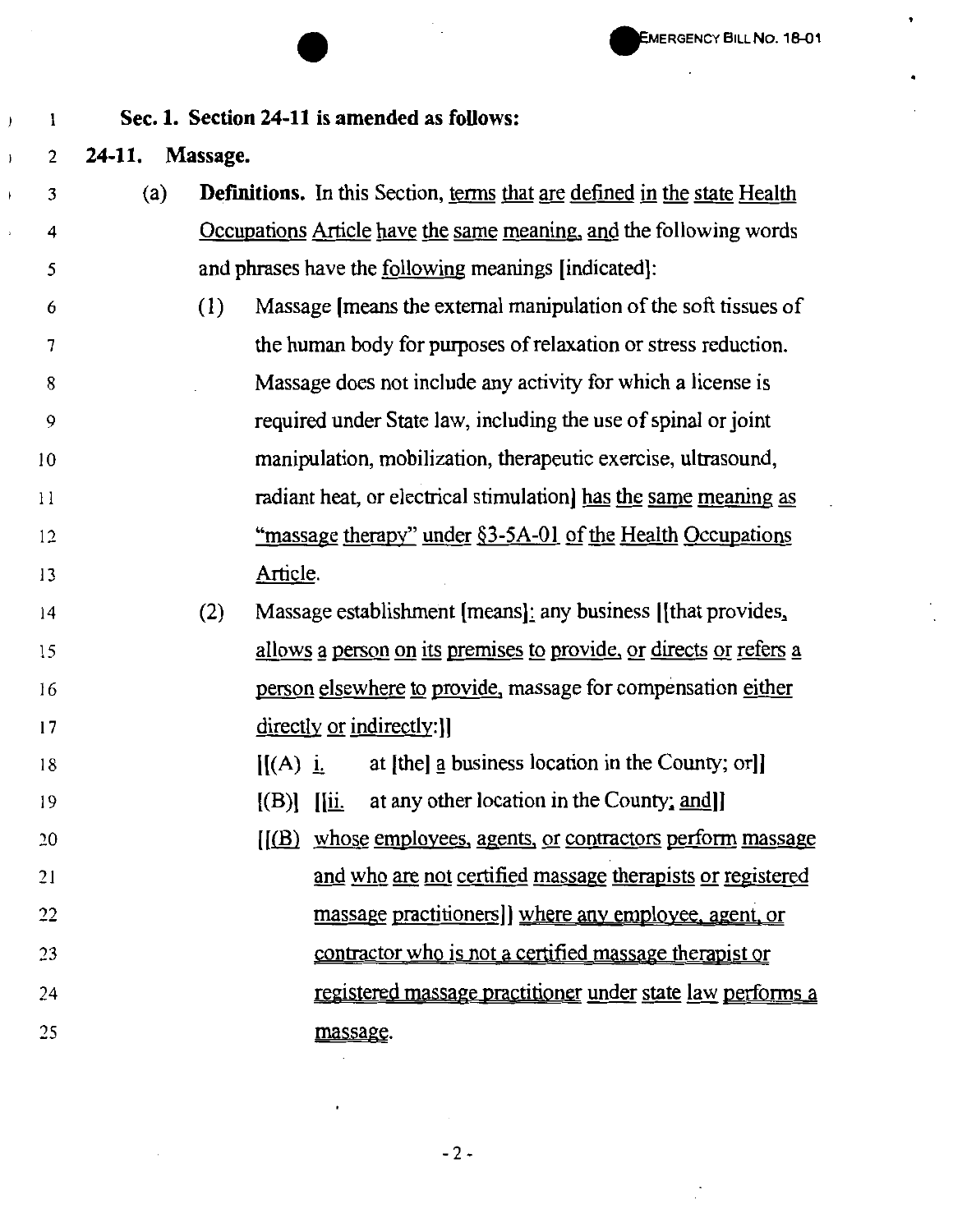**Sec. 1. Section 24-11 is amended as follows:**

**24-11. Massage.**

(a) **Definitions.** In this Section, terms that are defined in the state Health Occupations Article have the same meaning, and the following words and phrases have the following meanings [indicated]:

(1) Massage [means the external manipulation of the soft tissues of the human body for purposes of relaxation or stress reduction. Massage does not include any activity for which a license is required under State law, including the use of spinal or joint manipulation, mobilization, therapeutic exercise, ultrasound, radiant heat, or electrical stimulation] has the same meaning as "massage therapy" under §3-5A-01 of the Health Occupations Article.

(2) Massage establishment [means]: any business [[that provides, allows a person on its premises to provide, or directs or refers a person elsewhere to provide, massage for compensation either directly or indirectly:]]

[[(A) i. at [the] a business location in the County; or]]

[(B)] [[ii. at any other location in the County; and]]

[[(B) whose employees, agents, or contractors perform massage and who are not certified massage therapists or registered massage practitioners]] where any employee, agent, or contractor who is not a certified massage therapist or registered massage practitioner under state law performs a massage.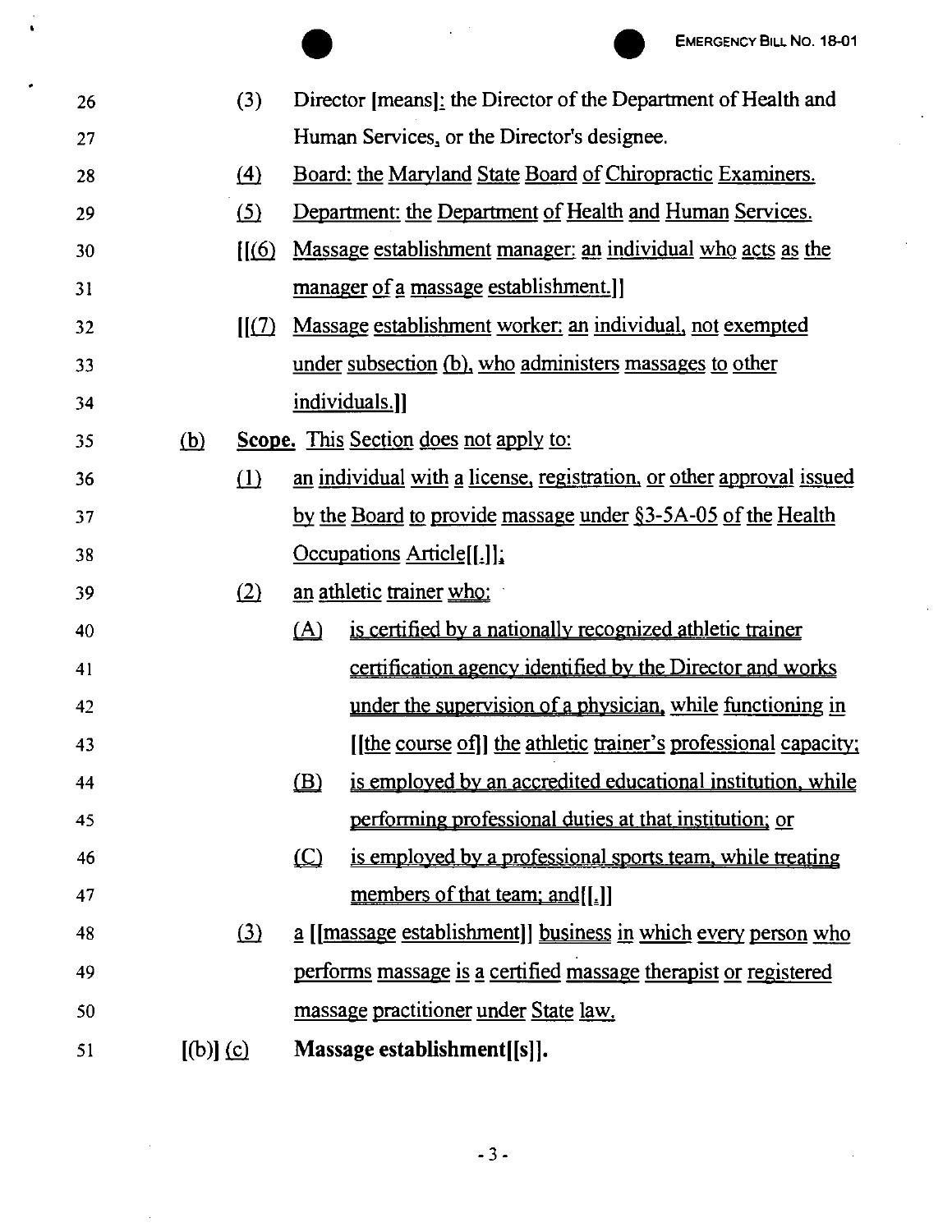26 (3) Director [means]: the Director of the Department of Health and

27 Human Services, or the Director's designee.

28 (4) Board: the Maryland State Board of Chiropractic Examiners.

29 (5) Department: the Department of Health and Human Services.

30 [[(6) Massage establishment manager: an individual who acts as the

31 manager of a massage establishment.]]

32 [[(7) Massage establishment worker: an individual, not exempted

33 under subsection (b), who administers massages to other

34 individuals.]]

35 (b) **Scope.** This Section does not apply to:

36 (1) an individual with a license, registration, or other approval issued

37 by the Board to provide massage under §3-5A-05 of the Health

38 Occupations Article[[.]];

39 (2) an athletic trainer who:

40 (A) is certified by a nationally recognized athletic trainer

41 certification agency identified by the Director and works

42 under the supervision of a physician, while functioning in

43 [[the course of]] the athletic trainer's professional capacity;

44 (B) is employed by an accredited educational institution, while

45 performing professional duties at that institution; or

46 (C) is employed by a professional sports team, while treating

47 members of that team; and[[.]]

48 (3) a [[massage establishment]] business in which every person who

49 performs massage is a certified massage therapist or registered

50 massage practitioner under State law.

51 [(b)] (c) **Massage establishment[[s]].**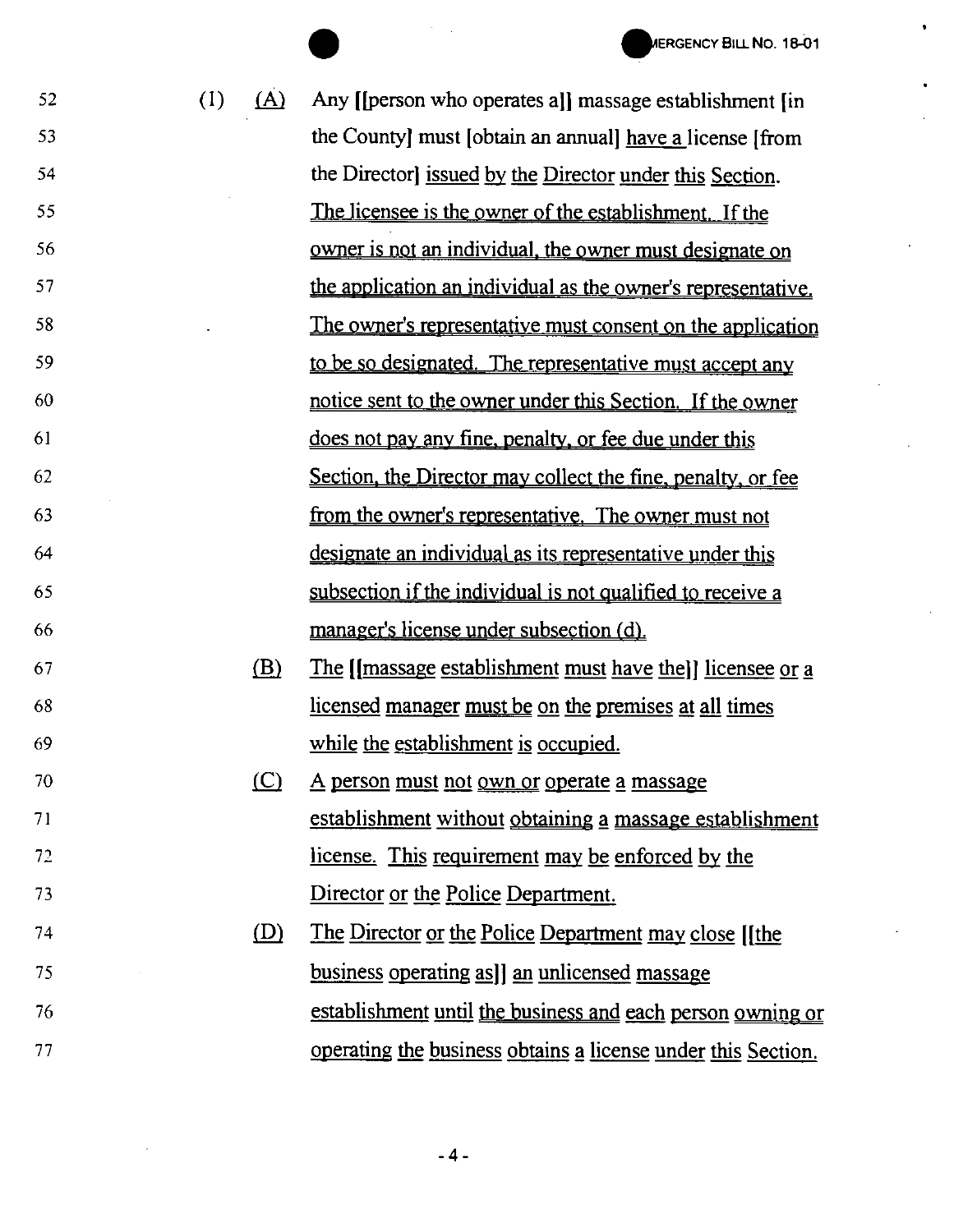(1) (A) Any [[person who operates a]] massage establishment [in the County] must [obtain an annual] have a license [from the Director] issued by the Director under this Section. The licensee is the owner of the establishment. If the owner is not an individual, the owner must designate on the application an individual as the owner's representative. The owner's representative must consent on the application to be so designated. The representative must accept any notice sent to the owner under this Section. If the owner does not pay any fine, penalty, or fee due under this Section, the Director may collect the fine, penalty, or fee from the owner's representative. The owner must not designate an individual as its representative under this subsection if the individual is not qualified to receive a manager's license under subsection (d).

(B) The [[massage establishment must have the]] licensee or a licensed manager must be on the premises at all times while the establishment is occupied.

(C) A person must not own or operate a massage establishment without obtaining a massage establishment license. This requirement may be enforced by the Director or the Police Department.

(D) The Director or the Police Department may close [[the business operating as]] an unlicensed massage establishment until the business and each person owning or operating the business obtains a license under this Section.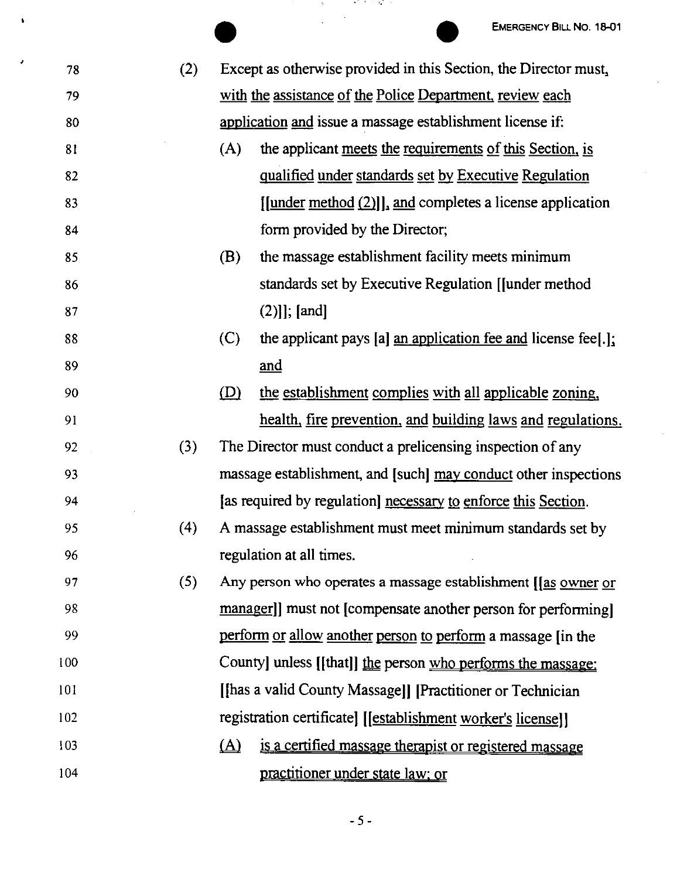78 (2) Except as otherwise provided in this Section, the Director must,
79 with the assistance of the Police Department, review each
80 application and issue a massage establishment license if:

81 (A) the applicant meets the requirements of this Section, is
82 qualified under standards set by Executive Regulation
83 [[under method (2)]], and completes a license application
84 form provided by the Director;

85 (B) the massage establishment facility meets minimum
86 standards set by Executive Regulation [[under method
87 (2)]]; [and]

88 (C) the applicant pays [a] an application fee and license fee[.];
89 and

90 (D) the establishment complies with all applicable zoning,
91 health, fire prevention, and building laws and regulations.

92 (3) The Director must conduct a prelicensing inspection of any
93 massage establishment, and [such] may conduct other inspections
94 [as required by regulation] necessary to enforce this Section.

95 (4) A massage establishment must meet minimum standards set by
96 regulation at all times.

97 (5) Any person who operates a massage establishment [[as owner or
98 manager]] must not [compensate another person for performing]
99 perform or allow another person to perform a massage [in the
100 County] unless [[that]] the person who performs the massage:
101 [[has a valid County Massage]] [Practitioner or Technician
102 registration certificate] [[establishment worker's license]]

103 (A) is a certified massage therapist or registered massage
104 practitioner under state law; or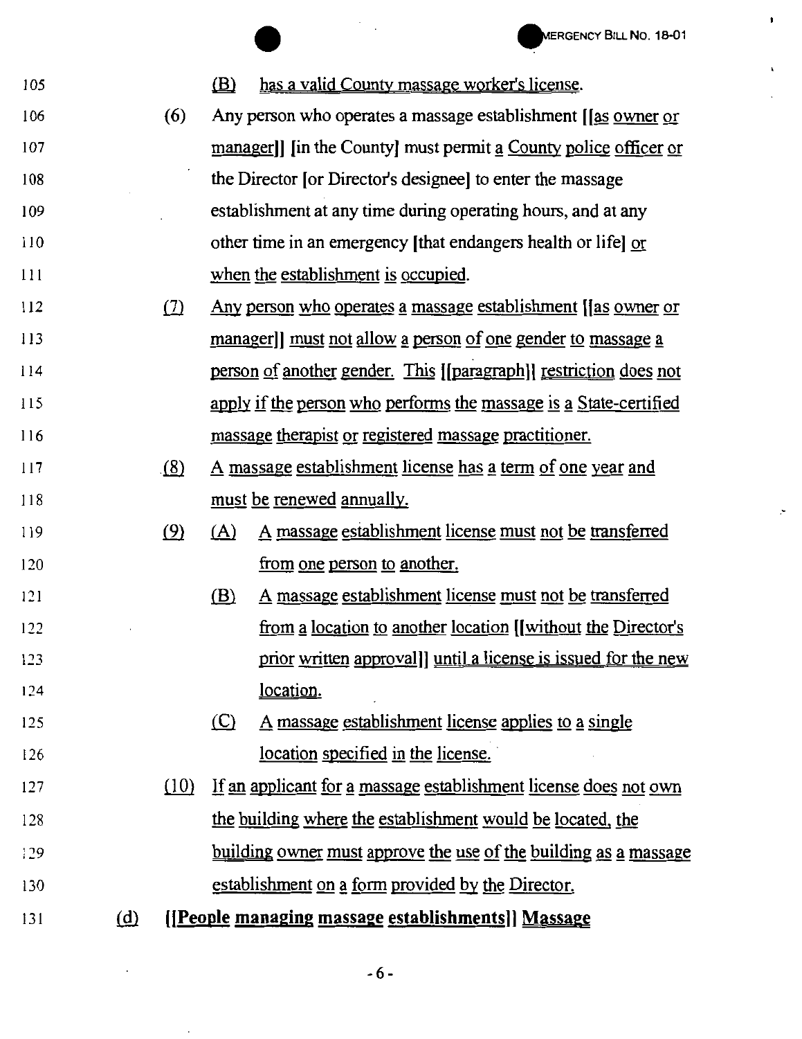105 (B) has a valid County massage worker's license.

106 (6) Any person who operates a massage establishment [[as owner or

107 manager]] [in the County] must permit a County police officer or

108 the Director [or Director's designee] to enter the massage

109 establishment at any time during operating hours, and at any

110 other time in an emergency [that endangers health or life] or

111 when the establishment is occupied.

112 (7) Any person who operates a massage establishment [[as owner or

113 manager]] must not allow a person of one gender to massage a

114 person of another gender. This [[paragraph]] restriction does not

115 apply if the person who performs the massage is a State-certified

116 massage therapist or registered massage practitioner.

117 (8) A massage establishment license has a term of one year and

118 must be renewed annually.

119 (9) (A) A massage establishment license must not be transferred

120 from one person to another.

121 (B) A massage establishment license must not be transferred

122 from a location to another location [[without the Director's

123 prior written approval]] until a license is issued for the new

124 location.

125 (C) A massage establishment license applies to a single

126 location specified in the license.

127 (10) If an applicant for a massage establishment license does not own

128 the building where the establishment would be located, the

129 building owner must approve the use of the building as a massage

130 establishment on a form provided by the Director.

131 (d) **[[People managing massage establishments]] Massage**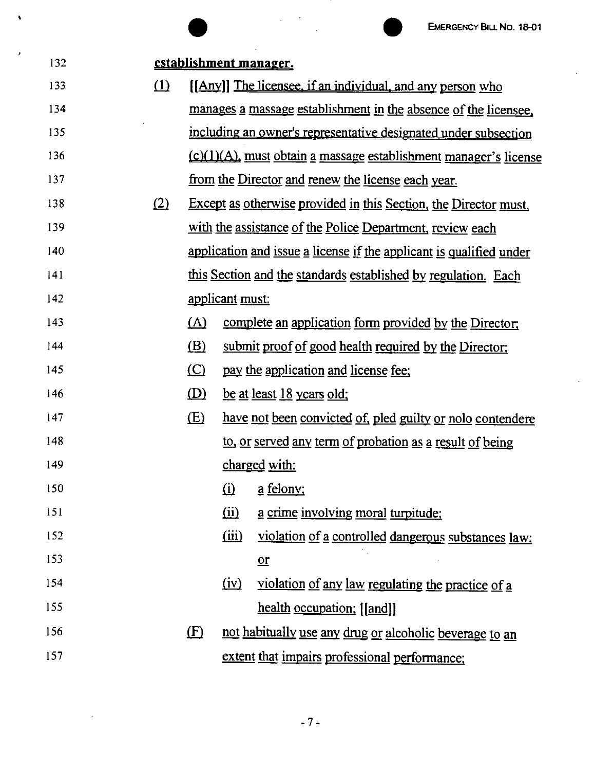**establishment manager.**

(1) [[Any]] The licensee, if an individual, and any person who manages a massage establishment in the absence of the licensee, including an owner's representative designated under subsection (c)(1)(A), must obtain a massage establishment manager's license from the Director and renew the license each year.

(2) Except as otherwise provided in this Section, the Director must, with the assistance of the Police Department, review each application and issue a license if the applicant is qualified under this Section and the standards established by regulation. Each applicant must:

   (A) complete an application form provided by the Director;

   (B) submit proof of good health required by the Director;

   (C) pay the application and license fee;

   (D) be at least 18 years old;

   (E) have not been convicted of, pled guilty or nolo contendere to, or served any term of probation as a result of being charged with:

      (i) a felony;

      (ii) a crime involving moral turpitude;

      (iii) violation of a controlled dangerous substances law; or

      (iv) violation of any law regulating the practice of a health occupation; [[and]]

   (F) not habitually use any drug or alcoholic beverage to an extent that impairs professional performance;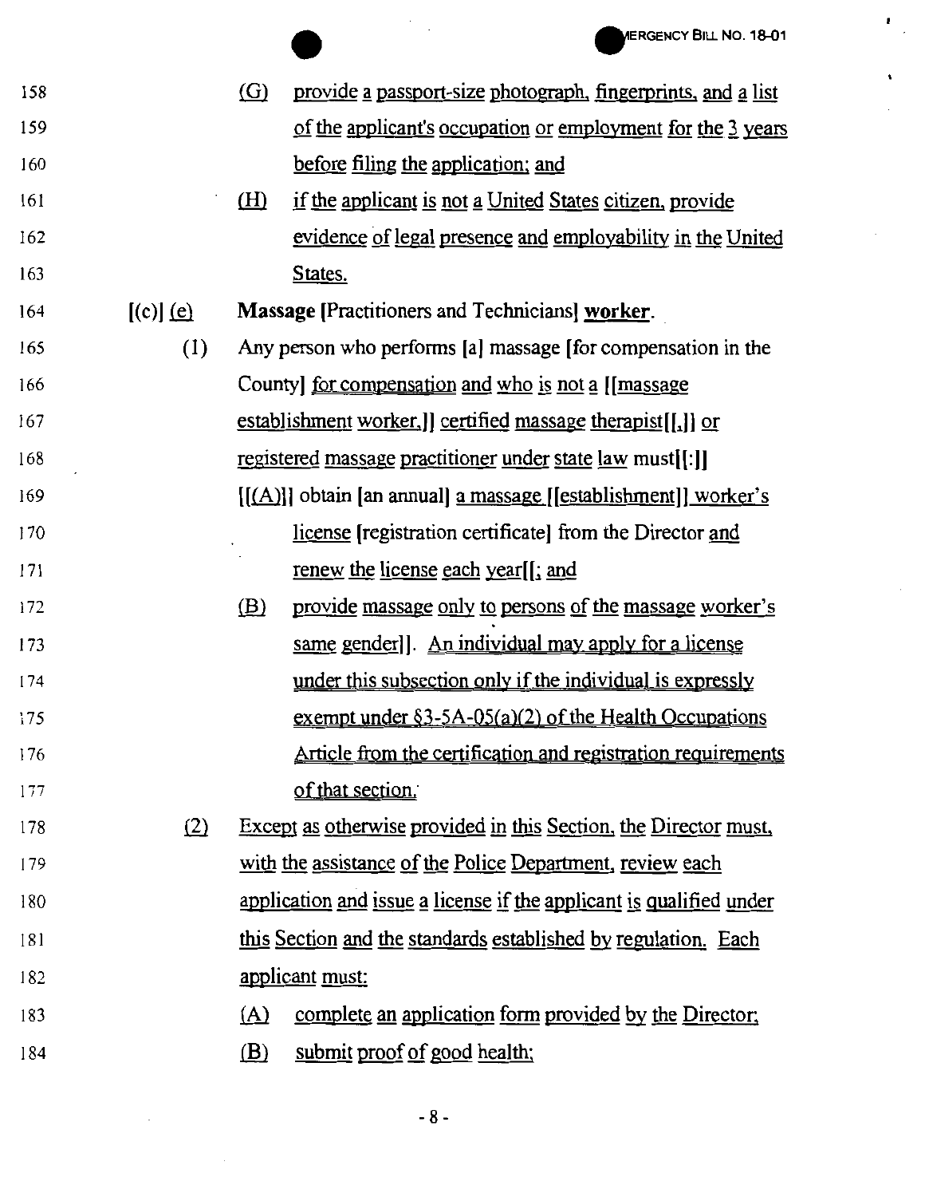158 (G) provide a passport-size photograph, fingerprints, and a list
159 of the applicant's occupation or employment for the 3 years
160 before filing the application; and
161 (H) if the applicant is not a United States citizen, provide
162 evidence of legal presence and employability in the United
163 States.
164 [(c)] (e) **Massage** [Practitioners and Technicians] **worker**.
165 (1) Any person who performs [a] massage [for compensation in the
166 County] for compensation and who is not a [[massage
167 establishment worker,]] certified massage therapist[[,]] or
168 registered massage practitioner under state law must[[:]]
169 [[(A)]] obtain [an annual] a massage [[establishment]] worker's
170 license [registration certificate] from the Director and
171 renew the license each year[[; and
172 (B) provide massage only to persons of the massage worker's
173 same gender]]. An individual may apply for a license
174 under this subsection only if the individual is expressly
175 exempt under §3-5A-05(a)(2) of the Health Occupations
176 Article from the certification and registration requirements
177 of that section.
178 (2) Except as otherwise provided in this Section, the Director must,
179 with the assistance of the Police Department, review each
180 application and issue a license if the applicant is qualified under
181 this Section and the standards established by regulation. Each
182 applicant must:
183 (A) complete an application form provided by the Director;
184 (B) submit proof of good health;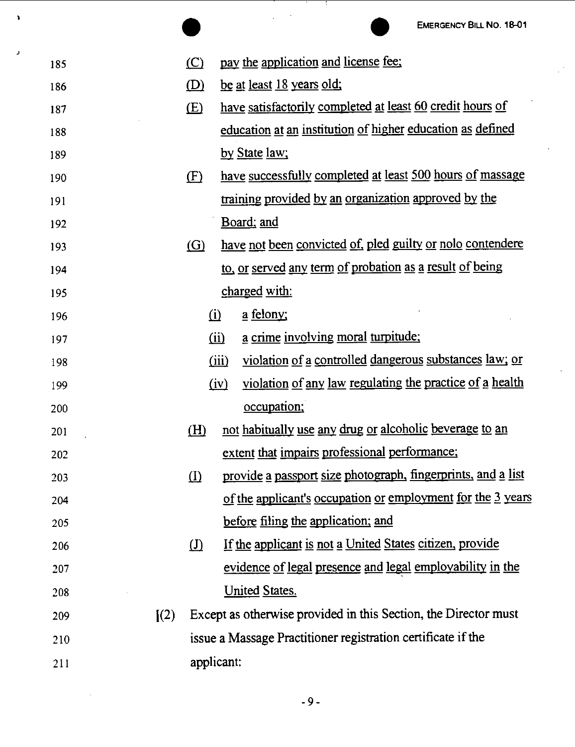(C) pay the application and license fee;

(D) be at least 18 years old;

(E) have satisfactorily completed at least 60 credit hours of education at an institution of higher education as defined by State law;

(F) have successfully completed at least 500 hours of massage training provided by an organization approved by the Board; and

(G) have not been convicted of, pled guilty or nolo contendere to, or served any term of probation as a result of being charged with:

(i) a felony;

(ii) a crime involving moral turpitude;

(iii) violation of a controlled dangerous substances law; or

(iv) violation of any law regulating the practice of a health occupation;

(H) not habitually use any drug or alcoholic beverage to an extent that impairs professional performance;

(I) provide a passport size photograph, fingerprints, and a list of the applicant's occupation or employment for the 3 years before filing the application; and

(J) If the applicant is not a United States citizen, provide evidence of legal presence and legal employability in the United States.

[(2) Except as otherwise provided in this Section, the Director must issue a Massage Practitioner registration certificate if the applicant: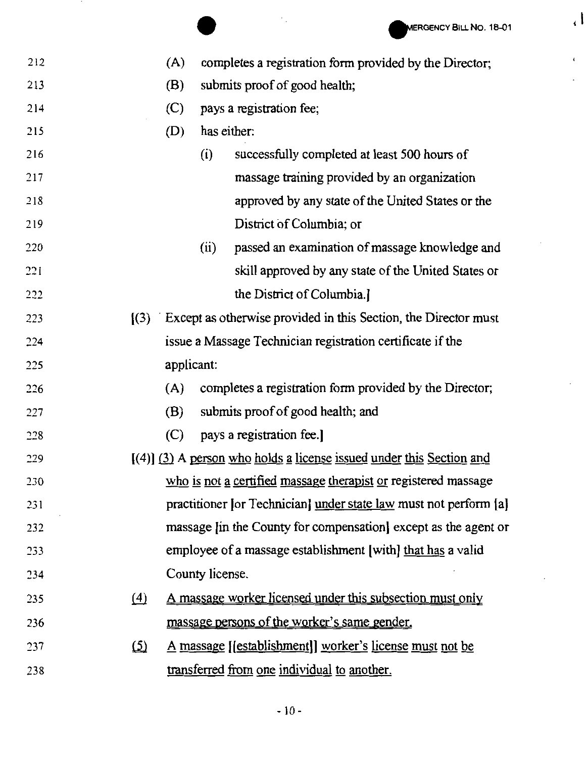(A) completes a registration form provided by the Director;

(B) submits proof of good health;

(C) pays a registration fee;

(D) has either:

(i) successfully completed at least 500 hours of massage training provided by an organization approved by any state of the United States or the District of Columbia; or

(ii) passed an examination of massage knowledge and skill approved by any state of the United States or the District of Columbia.]

[(3) Except as otherwise provided in this Section, the Director must issue a Massage Technician registration certificate if the applicant:

(A) completes a registration form provided by the Director;

(B) submits proof of good health; and

(C) pays a registration fee.]

[(4)] <u>(3)</u> A <u>person who holds a license issued under this Section and who is not a certified massage therapist or</u> registered massage practitioner [or Technician] <u>under state law</u> must not perform [a] massage [in the County for compensation] except as the agent or employee of a massage establishment [with] <u>that has</u> a valid County license.

<u>(4)</u> <u>A massage worker licensed under this subsection must only massage persons of the worker's same gender.</u>

<u>(5)</u> <u>A massage</u> [[establishment]] <u>worker's license must not be transferred from one individual to another.</u>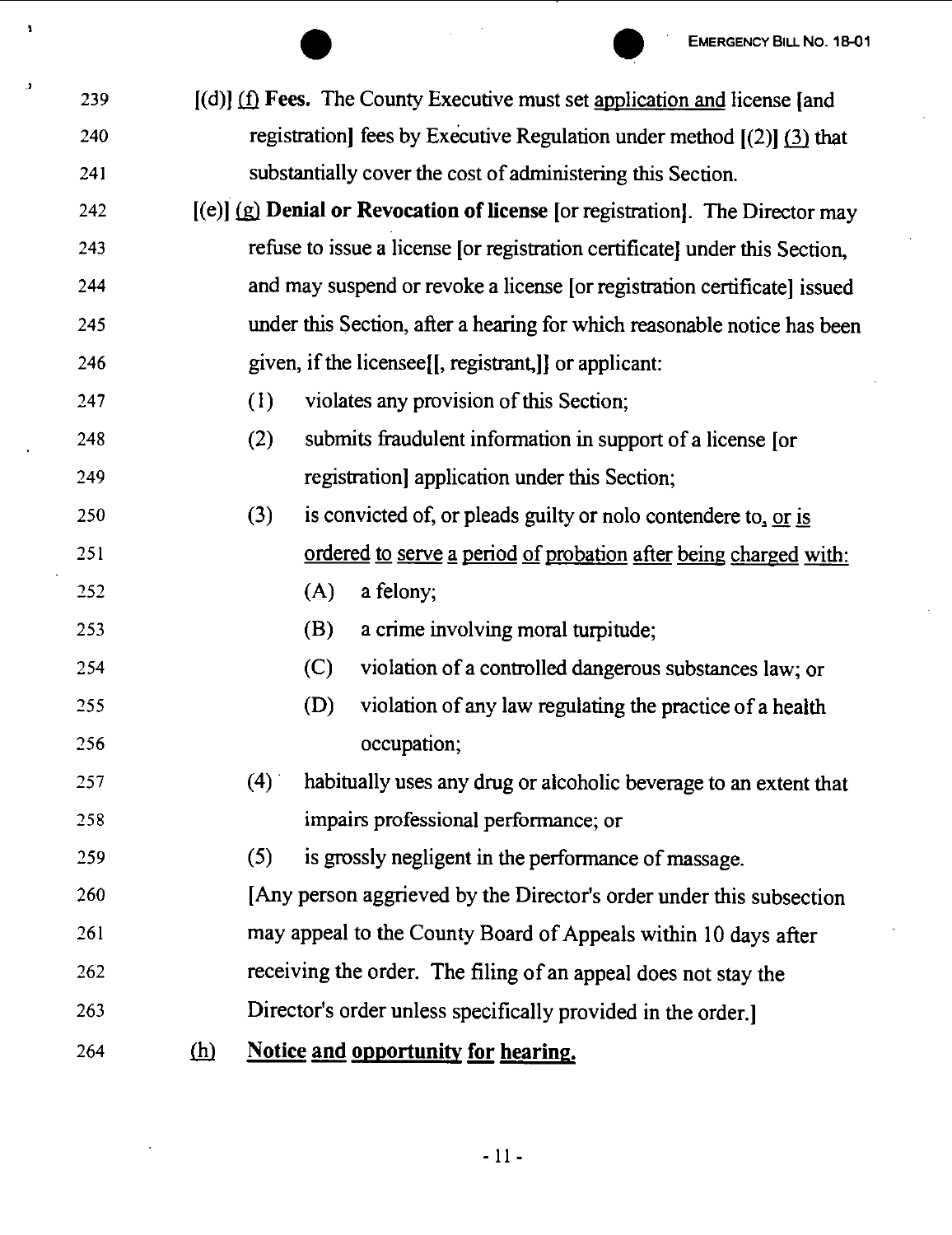239 [(d)] <u>(f)</u> **Fees.** The County Executive must set <u>application and</u> license [and

240 registration] fees by Executive Regulation under method [(2)] <u>(3)</u> that

241 substantially cover the cost of administering this Section.

242 [(e)] <u>(g)</u> **Denial or Revocation of license** [or registration]. The Director may

243 refuse to issue a license [or registration certificate] under this Section,

244 and may suspend or revoke a license [or registration certificate] issued

245 under this Section, after a hearing for which reasonable notice has been

246 given, if the licensee[[, registrant,]] or applicant:

247 (1) violates any provision of this Section;

248 (2) submits fraudulent information in support of a license [or

249 registration] application under this Section;

250 (3) is convicted of, or pleads guilty or nolo contendere to<u>, or is</u>

251 <u>ordered to serve a period of probation after being charged with</u>:

252 (A) a felony;

253 (B) a crime involving moral turpitude;

254 (C) violation of a controlled dangerous substances law; or

255 (D) violation of any law regulating the practice of a health

256 occupation;

257 (4) habitually uses any drug or alcoholic beverage to an extent that

258 impairs professional performance; or

259 (5) is grossly negligent in the performance of massage.

260 [Any person aggrieved by the Director's order under this subsection

261 may appeal to the County Board of Appeals within 10 days after

262 receiving the order. The filing of an appeal does not stay the

263 Director's order unless specifically provided in the order.]

264 <u>(h)</u> <u>**Notice and opportunity for hearing.**</u>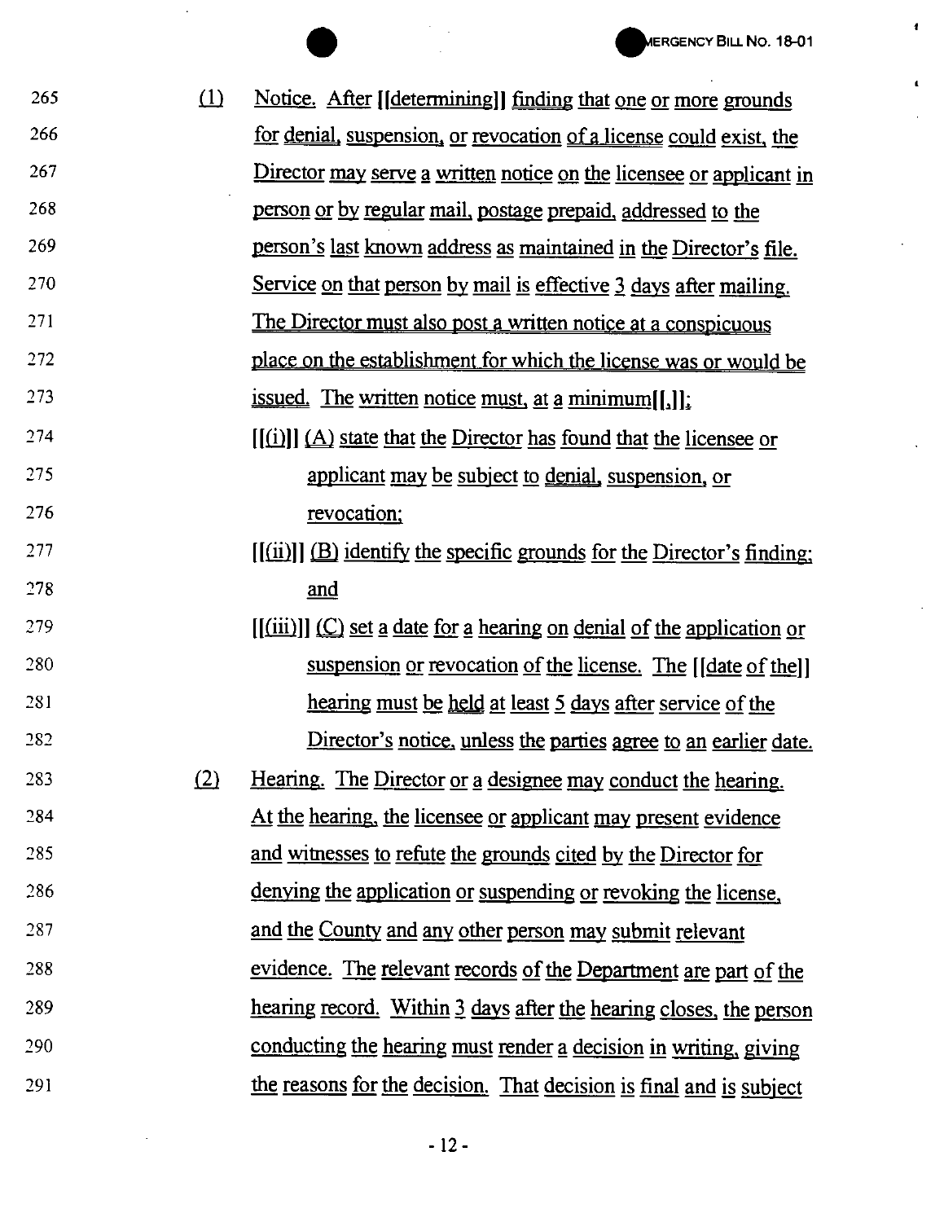(1) Notice. After [[determining]] finding that one or more grounds for denial, suspension, or revocation of a license could exist, the Director may serve a written notice on the licensee or applicant in person or by regular mail, postage prepaid, addressed to the person's last known address as maintained in the Director's file. Service on that person by mail is effective 3 days after mailing. The Director must also post a written notice at a conspicuous place on the establishment for which the license was or would be issued. The written notice must, at a minimum[[,]]:

[[(i)]] (A) state that the Director has found that the licensee or applicant may be subject to denial, suspension, or revocation;

[[(ii)]] (B) identify the specific grounds for the Director's finding; and

[[(iii)]] (C) set a date for a hearing on denial of the application or suspension or revocation of the license. The [[date of the]] hearing must be held at least 5 days after service of the Director's notice, unless the parties agree to an earlier date.

(2) Hearing. The Director or a designee may conduct the hearing. At the hearing, the licensee or applicant may present evidence and witnesses to refute the grounds cited by the Director for denying the application or suspending or revoking the license, and the County and any other person may submit relevant evidence. The relevant records of the Department are part of the hearing record. Within 3 days after the hearing closes, the person conducting the hearing must render a decision in writing, giving the reasons for the decision. That decision is final and is subject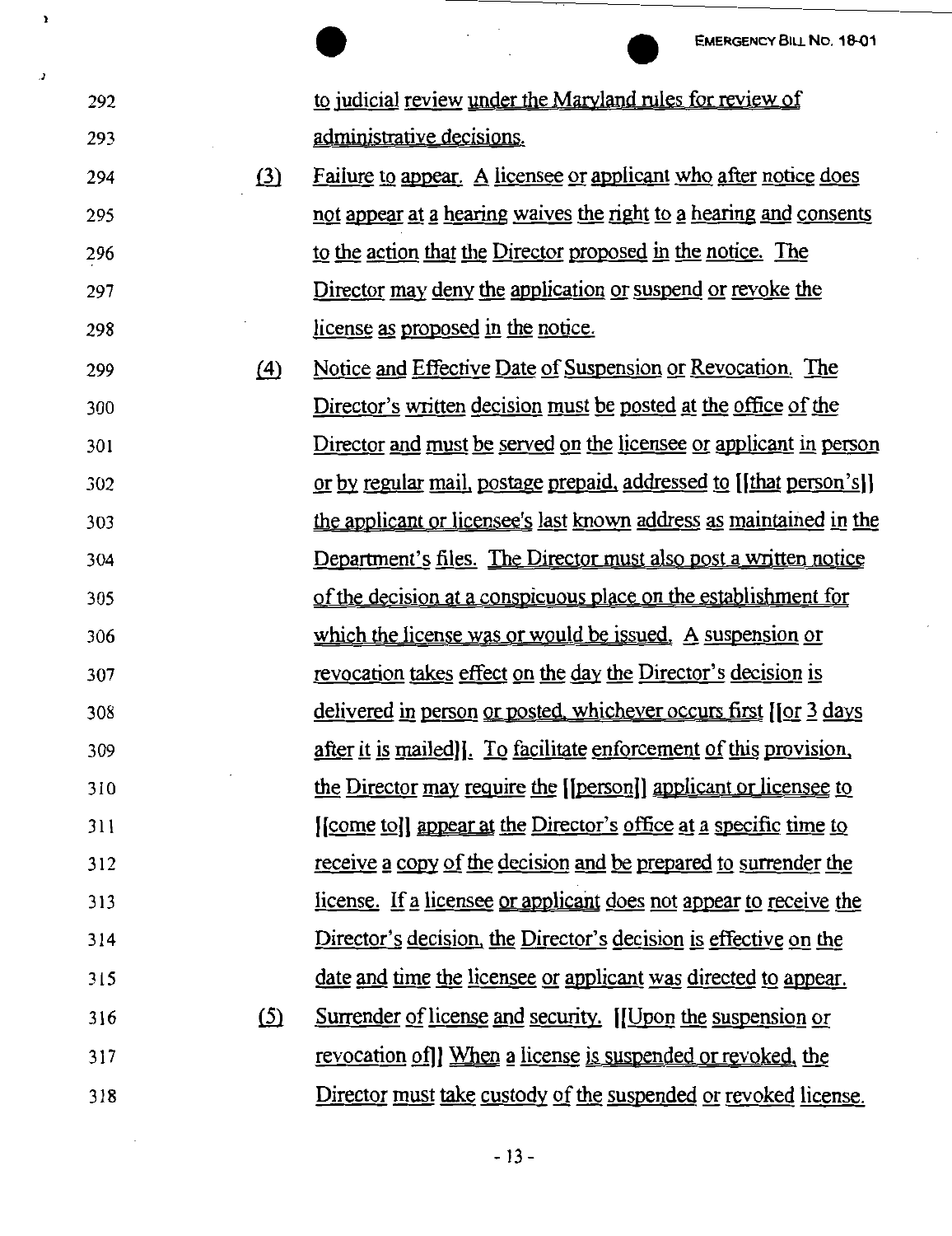to judicial review under the Maryland rules for review of administrative decisions.

(3) Failure to appear. A licensee or applicant who after notice does not appear at a hearing waives the right to a hearing and consents to the action that the Director proposed in the notice. The Director may deny the application or suspend or revoke the license as proposed in the notice.

(4) Notice and Effective Date of Suspension or Revocation. The Director's written decision must be posted at the office of the Director and must be served on the licensee or applicant in person or by regular mail, postage prepaid, addressed to [[that person's]] the applicant or licensee's last known address as maintained in the Department's files. The Director must also post a written notice of the decision at a conspicuous place on the establishment for which the license was or would be issued. A suspension or revocation takes effect on the day the Director's decision is delivered in person or posted, whichever occurs first [[or 3 days after it is mailed]]. To facilitate enforcement of this provision, the Director may require the [[person]] applicant or licensee to [[come to]] appear at the Director's office at a specific time to receive a copy of the decision and be prepared to surrender the license. If a licensee or applicant does not appear to receive the Director's decision, the Director's decision is effective on the date and time the licensee or applicant was directed to appear.

(5) Surrender of license and security. [[Upon the suspension or revocation of]] When a license is suspended or revoked, the Director must take custody of the suspended or revoked license.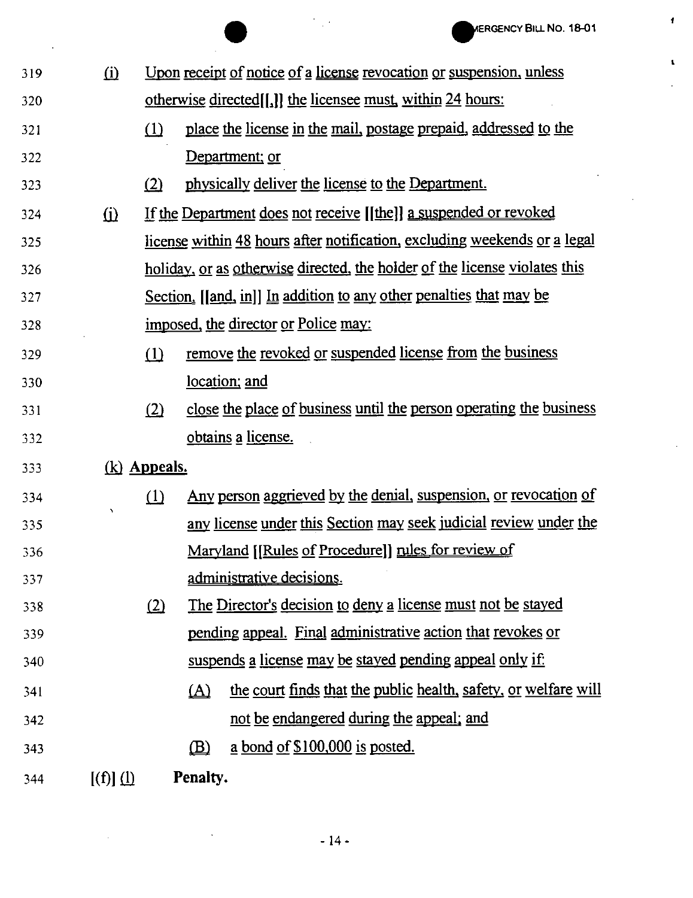319 (i) Upon receipt of notice of a license revocation or suspension, unless

320 otherwise directed[[,]] the licensee must, within 24 hours:

321 (1) place the license in the mail, postage prepaid, addressed to the

322 Department; or

323 (2) physically deliver the license to the Department.

324 (j) If the Department does not receive [[the]] a suspended or revoked

325 license within 48 hours after notification, excluding weekends or a legal

326 holiday, or as otherwise directed, the holder of the license violates this

327 Section. [[and, in]] In addition to any other penalties that may be

328 imposed, the director or Police may:

329 (1) remove the revoked or suspended license from the business

330 location; and

331 (2) close the place of business until the person operating the business

332 obtains a license.

333 (k) **Appeals.**

334 (1) Any person aggrieved by the denial, suspension, or revocation of

335 any license under this Section may seek judicial review under the

336 Maryland [[Rules of Procedure]] rules for review of

337 administrative decisions.

338 (2) The Director's decision to deny a license must not be stayed

339 pending appeal. Final administrative action that revokes or

340 suspends a license may be stayed pending appeal only if:

341 (A) the court finds that the public health, safety, or welfare will

342 not be endangered during the appeal; and

343 (B) a bond of $100,000 is posted.

344 [(f)] (l) **Penalty.**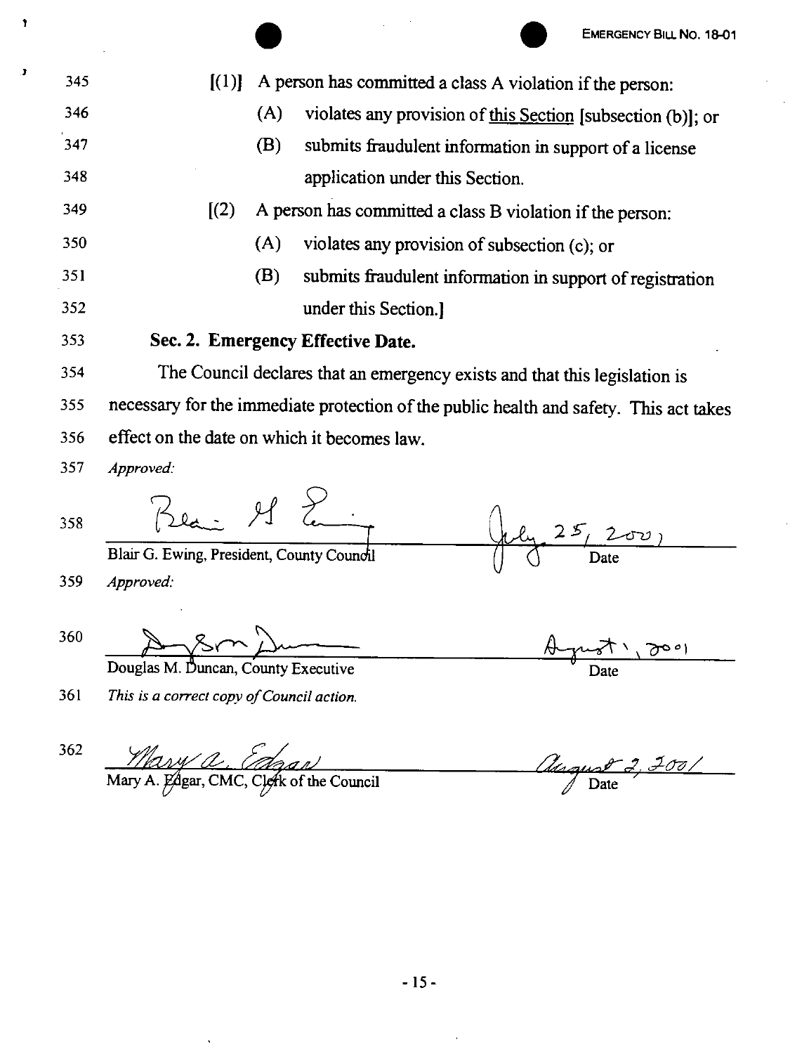345 [(1)] A person has committed a class A violation if the person:

346 (A) violates any provision of <u>this Section</u> [subsection (b)]; or

347 (B) submits fraudulent information in support of a license

348 application under this Section.

349 [(2) A person has committed a class B violation if the person:

350 (A) violates any provision of subsection (c); or

351 (B) submits fraudulent information in support of registration

352 under this Section.]

353 **Sec. 2. Emergency Effective Date.**

354 The Council declares that an emergency exists and that this legislation is

355 necessary for the immediate protection of the public health and safety. This act takes

356 effect on the date on which it becomes law.

357 *Approved:*

358 Blair G. Ewing, President, County Council — July 25, 2001 (Date)

359 *Approved:*

360 Douglas M. Duncan, County Executive — August 1, 2001 (Date)

361 *This is a correct copy of Council action.*

362 Mary A. Edgar, CMC, Clerk of the Council — August 2, 2001 (Date)